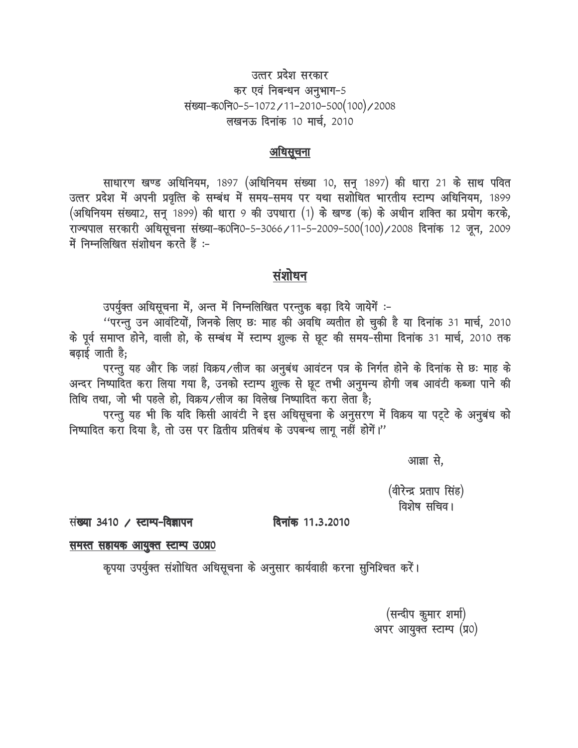उत्तर प्रदेश सरकार
कर एवं निबन्धन अनुभाग-5
संख्या-क0नि0-5-1072/11-2010-500(100)/2008
लखनऊ दिनांक 10 मार्च, 2010

## <u>अधिसूचना</u>

साधारण खण्ड अधिनियम, 1897 (अधिनियम संख्या 10, सन् 1897) की धारा 21 के साथ पवित उत्तर प्रदेश में अपनी प्रवृत्ति के सम्बंध में समय-समय पर यथा सशोधित भारतीय स्टाम्प अधिनियम, 1899 (अधिनियम संख्या2, सन् 1899) की धारा 9 की उपधारा (1) के खण्ड (क) के अधीन शक्ति का प्रयोग करके, राज्यपाल सरकारी अधिसूचना संख्या-क0नि0-5-3066/11-5-2009-500(100)/2008 दिनांक 12 जून, 2009 में निम्नलिखित संशोधन करते हैं :-

## <u>संशोधन</u>

उपर्युक्त अधिसूचना में, अन्त में निम्नलिखित परन्तुक बढ़ा दिये जायेगें :-

''परन्तु उन आवंटियों, जिनके लिए छः माह की अवधि व्यतीत हो चुकी है या दिनांक 31 मार्च, 2010 के पूर्व समाप्त होने, वाली हो, के सम्बंध में स्टाम्प शुल्क से छूट की समय-सीमा दिनांक 31 मार्च, 2010 तक बढ़ाई जाती है;

परन्तु यह और कि जहां विक्रय/लीज का अनुबंध आवंटन पत्र के निर्गत होने के दिनांक से छः माह के अन्दर निष्पादित करा लिया गया है, उनको स्टाम्प शुल्क से छूट तभी अनुमन्य होगी जब आवंटी कब्जा पाने की तिथि तथा, जो भी पहले हो, विक्रय/लीज का विलेख निष्पादित करा लेता है;

परन्तु यह भी कि यदि किसी आवंटी ने इस अधिसूचना के अनुसरण में विक्रय या पट्टे के अनुबंध को निष्पादित करा दिया है, तो उस पर द्वितीय प्रतिबंध के उपबन्ध लागू नहीं होगें।''

आज्ञा से,

(वीरेन्द्र प्रताप सिंह)
विशेष सचिव।

संख्या 3410 / **स्टाम्प-विज्ञापन** **दिनांक** 11.3.2010

<u>**समस्त सहायक आयुक्त स्टाम्प उ0प्र0**</u>

कृपया उपर्युक्त संशोधित अधिसूचना के अनुसार कार्यवाही करना सुनिश्चित करें।

(सन्दीप कुमार शर्मा)
अपर आयुक्त स्टाम्प (प्र0)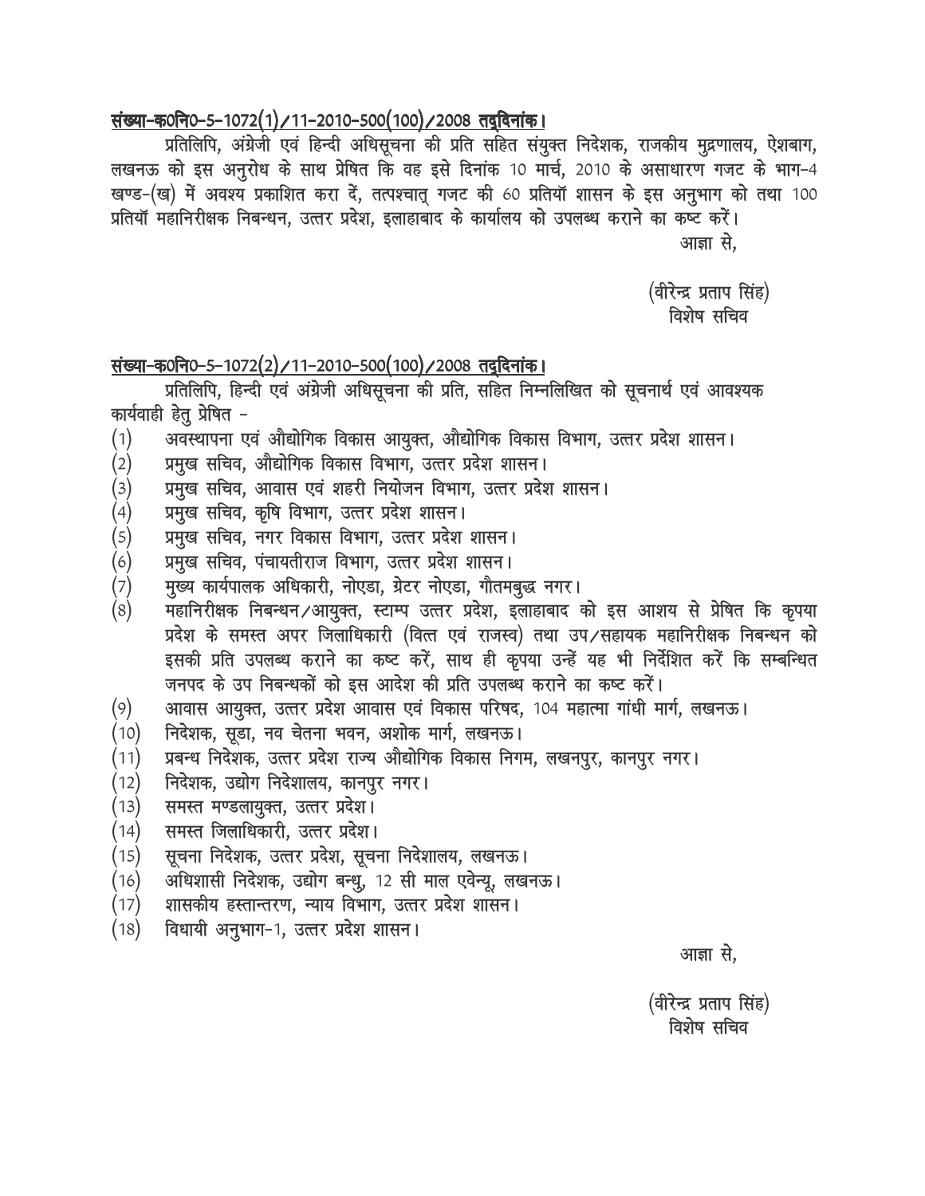**संख्या-क0नि0-5-1072(1)/11-2010-500(100)/2008 तद्दिनांक।**

प्रतिलिपि, अंग्रेजी एवं हिन्दी अधिसूचना की प्रति सहित संयुक्त निदेशक, राजकीय मुद्रणालय, ऐशबाग, लखनऊ को इस अनुरोध के साथ प्रेषित कि वह इसे दिनांक 10 मार्च, 2010 के असाधारण गजट के भाग-4 खण्ड-(ख) में अवश्य प्रकाशित करा दें, तत्पश्चात् गजट की 60 प्रतियॉ शासन के इस अनुभाग को तथा 100 प्रतियॉ महानिरीक्षक निबन्धन, उत्तर प्रदेश, इलाहाबाद के कार्यालय को उपलब्ध कराने का कष्ट करें।

आज्ञा से,

(वीरेन्द्र प्रताप सिंह)
विशेष सचिव

**संख्या-क0नि0-5-1072(2)/11-2010-500(100)/2008 तद्दिनांक।**

प्रतिलिपि, हिन्दी एवं अंग्रेजी अधिसूचना की प्रति, सहित निम्नलिखित को सूचनार्थ एवं आवश्यक कार्यवाही हेतु प्रेषित -

(1) अवस्थापना एवं औद्योगिक विकास आयुक्त, औद्योगिक विकास विभाग, उत्तर प्रदेश शासन।
(2) प्रमुख सचिव, औद्योगिक विकास विभाग, उत्तर प्रदेश शासन।
(3) प्रमुख सचिव, आवास एवं शहरी नियोजन विभाग, उत्तर प्रदेश शासन।
(4) प्रमुख सचिव, कृषि विभाग, उत्तर प्रदेश शासन।
(5) प्रमुख सचिव, नगर विकास विभाग, उत्तर प्रदेश शासन।
(6) प्रमुख सचिव, पंचायतीराज विभाग, उत्तर प्रदेश शासन।
(7) मुख्य कार्यपालक अधिकारी, नोएडा, ग्रेटर नोएडा, गौतमबुद्ध नगर।
(8) महानिरीक्षक निबन्धन/आयुक्त, स्टाम्प उत्तर प्रदेश, इलाहाबाद को इस आशय से प्रेषित कि कृपया प्रदेश के समस्त अपर जिलाधिकारी (वित्त एवं राजस्व) तथा उप/सहायक महानिरीक्षक निबन्धन को इसकी प्रति उपलब्ध कराने का कष्ट करें, साथ ही कृपया उन्हें यह भी निर्देशित करें कि सम्बन्धित जनपद के उप निबन्धकों को इस आदेश की प्रति उपलब्ध कराने का कष्ट करें।
(9) आवास आयुक्त, उत्तर प्रदेश आवास एवं विकास परिषद, 104 महात्मा गांधी मार्ग, लखनऊ।
(10) निदेशक, सूडा, नव चेतना भवन, अशोक मार्ग, लखनऊ।
(11) प्रबन्ध निदेशक, उत्तर प्रदेश राज्य औद्योगिक विकास निगम, लखनपुर, कानपुर नगर।
(12) निदेशक, उद्योग निदेशालय, कानपुर नगर।
(13) समस्त मण्डलायुक्त, उत्तर प्रदेश।
(14) समस्त जिलाधिकारी, उत्तर प्रदेश।
(15) सूचना निदेशक, उत्तर प्रदेश, सूचना निदेशालय, लखनऊ।
(16) अधिशासी निदेशक, उद्योग बन्धु, 12 सी माल एवेन्यू, लखनऊ।
(17) शासकीय हस्तान्तरण, न्याय विभाग, उत्तर प्रदेश शासन।
(18) विधायी अनुभाग-1, उत्तर प्रदेश शासन।

आज्ञा से,

(वीरेन्द्र प्रताप सिंह)
विशेष सचिव